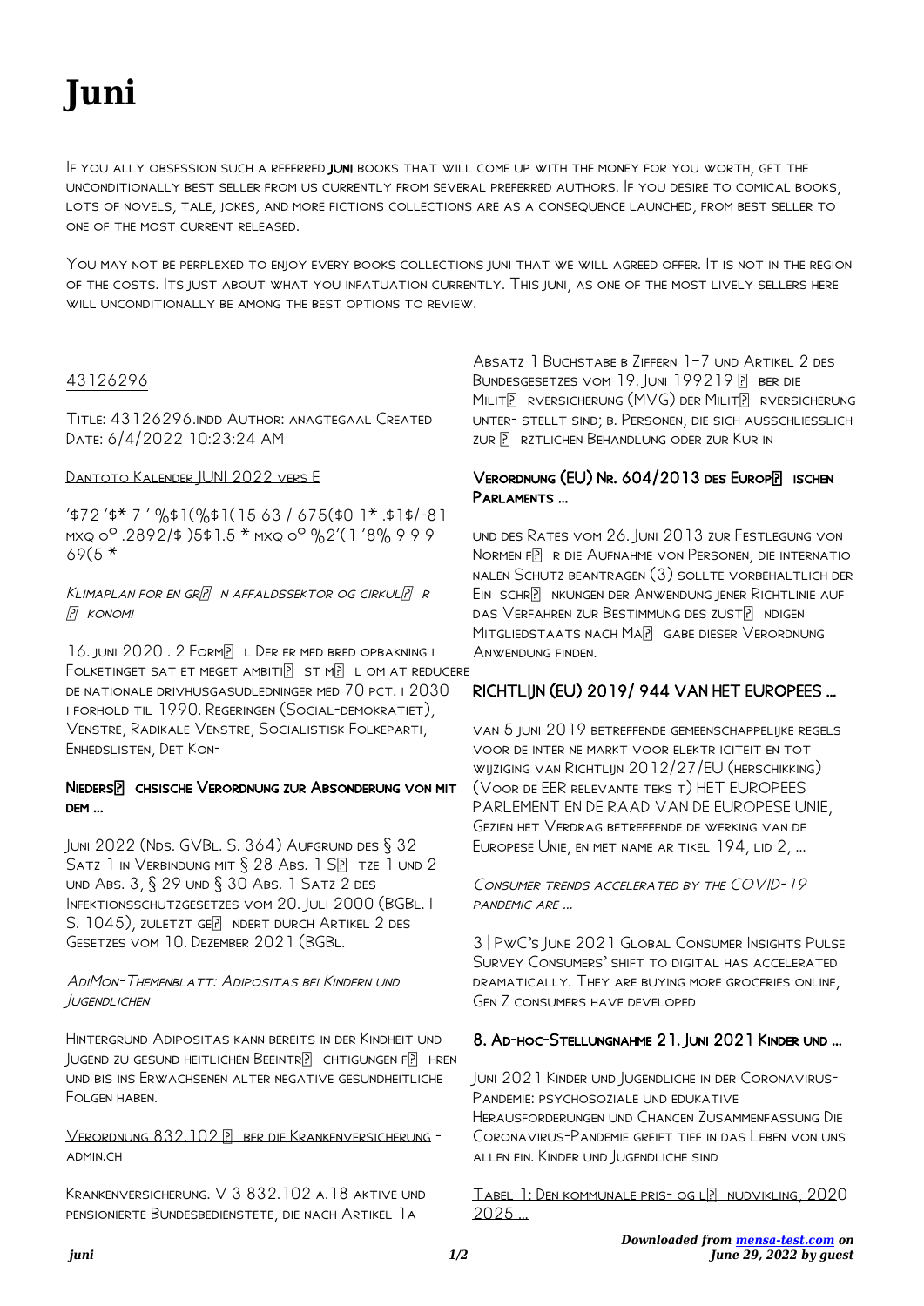# Juni

If you ally obsession such a referred **juni** books that will come up with the money for you worth, get the unconditionally best seller from us currently from several preferred authors. If you desire to comical books, lots of novels, tale, jokes, and more fictions collections are as a consequence launched, from best seller to one of the most current released.

You may not be perplexed to enjoy every books collections juni that we will agreed offer. It is not in the region of the costs. Its just about what you infatuation currently. This juni, as one of the most lively sellers here will unconditionally be among the best options to review.

## 43126296

Title: 43126296.indd Author: anagtegaal Created Date: 6/4/2022 10:23:24 AM

## Dantoto Kalender JUNI 2022 vers E

'$72 '$* 7 ' %$1(%$1(15 63 / 675($0 1* .$1$/-81 mxq o° .2892/$ )5$1.5 * mxq o° %2'(1 '8% 9 9 9 69(5 *

## *Klimaplan for en gr� n affaldssektor og cirkul� r � konomi*

16. juni 2020 . 2 Form� l Der er med bred opbakning i Folketinget sat et meget ambiti� st m� l om at reducere de nationale drivhusgasudledninger med 70 pct. i 2030 i forhold til 1990. Regeringen (Social-demokratiet), Venstre, Radikale Venstre, Socialistisk Folkeparti, Enhedslisten, Det Kon-

## Nieders� chsische Verordnung zur Absonderung von mit dem ...

Juni 2022 (Nds. GVBl. S. 364) Aufgrund des § 32 Satz 1 in Verbindung mit § 28 Abs. 1 S� tze 1 und 2 und Abs. 3, § 29 und § 30 Abs. 1 Satz 2 des Infektionsschutzgesetzes vom 20. Juli 2000 (BGBl. I S. 1045), zuletzt ge� ndert durch Artikel 2 des Gesetzes vom 10. Dezember 2021 (BGBl.

## *AdiMon-Themenblatt: Adipositas bei Kindern und Jugendlichen*

Hintergrund Adipositas kann bereits in der Kindheit und Jugend zu gesund heitlichen Beeintr� chtigungen f� hren und bis ins Erwachsenen alter negative gesundheitliche Folgen haben.

## Verordnung 832.102 � ber die Krankenversicherung - admin.ch

Krankenversicherung. V 3 832.102 a.18 aktive und pensionierte Bundesbedienstete, die nach Artikel 1a Absatz 1 Buchstabe b Ziffern 1–7 und Artikel 2 des Bundesgesetzes vom 19. Juni 199219 � ber die Milit� rversicherung (MVG) der Milit� rversicherung unter- stellt sind; b. Personen, die sich ausschliesslich zur � rztlichen Behandlung oder zur Kur in

## Verordnung (EU) Nr. 604/2013 des Europ� ischen Parlaments ...

und des Rates vom 26. Juni 2013 zur Festlegung von Normen f� r die Aufnahme von Personen, die internatio nalen Schutz beantragen (3) sollte vorbehaltlich der Ein schr� nkungen der Anwendung jener Richtlinie auf das Verfahren zur Bestimmung des zust� ndigen Mitgliedstaats nach Ma� gabe dieser Verordnung Anwendung finden.

## RICHTLIJN (EU) 2019/ 944 VAN HET EUROPEES ...

van 5 juni 2019 betreffende gemeenschappelijke regels voor de inter ne markt voor elektr iciteit en tot wijziging van Richtlijn 2012/27/EU (herschikking) (Voor de EER relevante teks t) HET EUROPEES PARLEMENT EN DE RAAD VAN DE EUROPESE UNIE, Gezien het Verdrag betreffende de werking van de Europese Unie, en met name ar tikel 194, lid 2, ...

## *Consumer trends accelerated by the COVID-19 pandemic are ...*

3 | PwC's June 2021 Global Consumer Insights Pulse Survey Consumers' shift to digital has accelerated dramatically. They are buying more groceries online, Gen Z consumers have developed

## 8. Ad-hoc-Stellungnahme 21. Juni 2021 Kinder und ...

Juni 2021 Kinder und Jugendliche in der Coronavirus-Pandemie: psychosoziale und edukative Herausforderungen und Chancen Zusammenfassung Die Coronavirus-Pandemie greift tief in das Leben von uns allen ein. Kinder und Jugendliche sind

## Tabel 1: Den kommunale pris- og l� nudvikling, 2020 2025 ...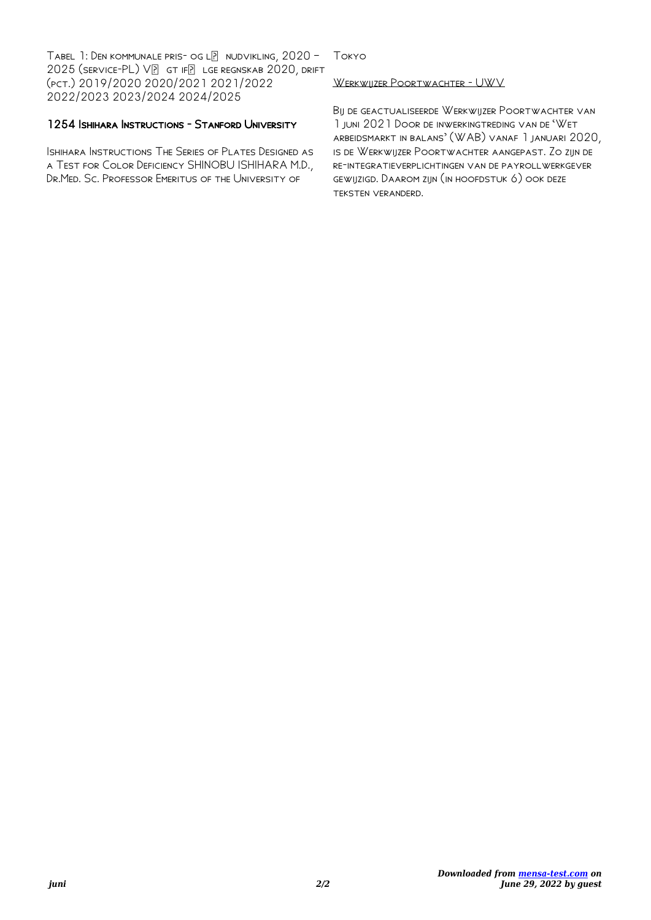Tabel 1: Den kommunale pris- og l� nudvikling, 2020 – 2025 (service-PL) V� gt if� lge regnskab 2020, drift (pct.) 2019/2020 2020/2021 2021/2022 2022/2023 2023/2024 2024/2025

## 1254 Ishihara Instructions - Stanford University

Ishihara Instructions The Series of Plates Designed as a Test for Color Deficiency SHINOBU ISHIHARA M.D., Dr.Med. Sc. Professor Emeritus of the University of Tokyo

## Werkwijzer Poortwachter - UWV

Bij de geactualiseerde Werkwijzer Poortwachter van 1 juni 2021 Door de inwerkingtreding van de 'Wet arbeidsmarkt in balans' (WAB) vanaf 1 januari 2020, is de Werkwijzer Poortwachter aangepast. Zo zijn de re-integratieverplichtingen van de payrollwerkgever gewijzigd. Daarom zijn (in hoofdstuk 6) ook deze teksten veranderd.